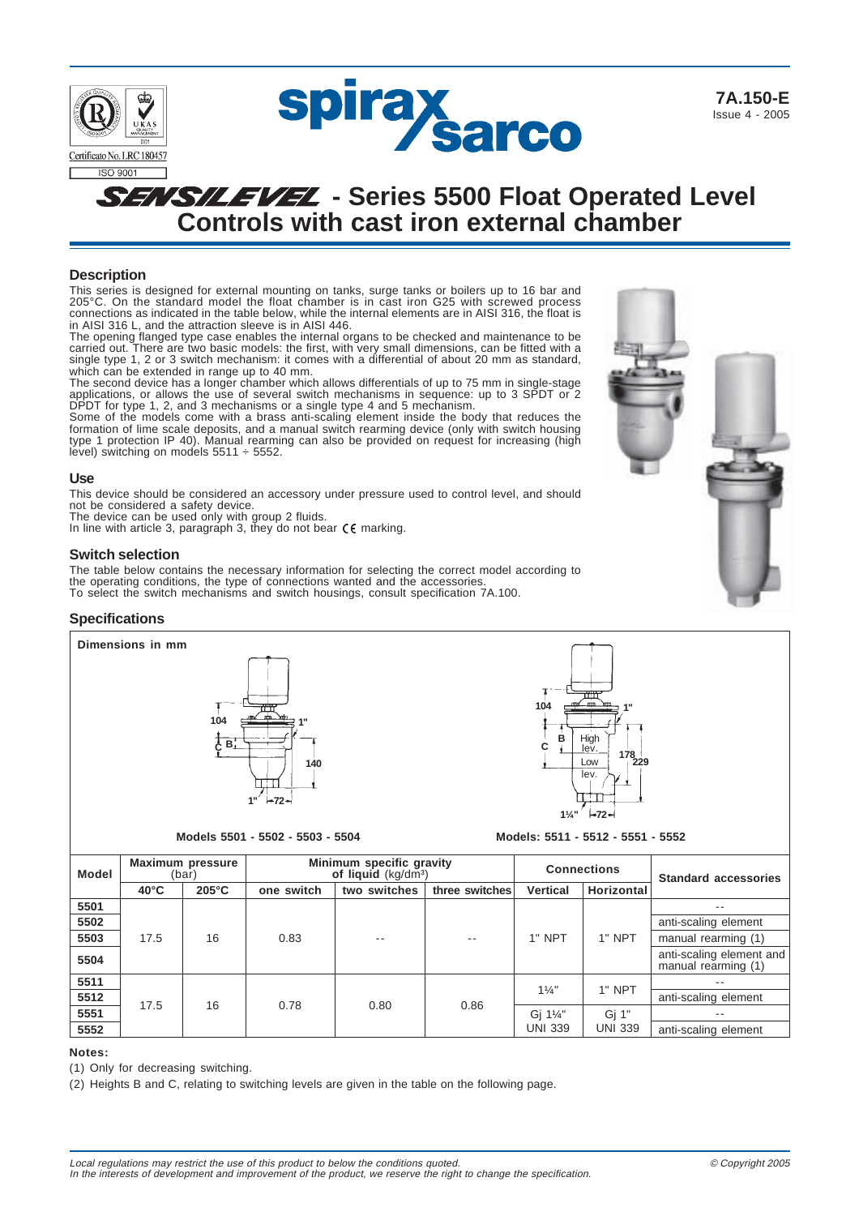7A.150-E
Issue 4 - 2005

# SENSILEVEL - Series 5500 Float Operated Level Controls with cast iron external chamber

## Description

This series is designed for external mounting on tanks, surge tanks or boilers up to 16 bar and 205°C. On the standard model the float chamber is in cast iron G25 with screwed process connections as indicated in the table below, while the internal elements are in AISI 316, the float is in AISI 316 L, and the attraction sleeve is in AISI 446.

The opening flanged type case enables the internal organs to be checked and maintenance to be carried out. There are two basic models: the first, with very small dimensions, can be fitted with a single type 1, 2 or 3 switch mechanism: it comes with a differential of about 20 mm as standard, which can be extended in range up to 40 mm.

The second device has a longer chamber which allows differentials of up to 75 mm in single-stage applications, or allows the use of several switch mechanisms in sequence: up to 3 SPDT or 2 DPDT for type 1, 2, and 3 mechanisms or a single type 4 and 5 mechanism.

Some of the models come with a brass anti-scaling element inside the body that reduces the formation of lime scale deposits, and a manual switch rearming device (only with switch housing type 1 protection IP 40). Manual rearming can also be provided on request for increasing (high level) switching on models 5511 ÷ 5552.

## Use

This device should be considered an accessory under pressure used to control level, and should not be considered a safety device.

The device can be used only with group 2 fluids.

In line with article 3, paragraph 3, they do not bear CE marking.

## Switch selection

The table below contains the necessary information for selecting the correct model according to the operating conditions, the type of connections wanted and the accessories.

To select the switch mechanisms and switch housings, consult specification 7A.100.

## Specifications

Dimensions in mm

Models 5501 - 5502 - 5503 - 5504

Models: 5511 - 5512 - 5551 - 5552

| Model | Maximum pressure (bar) | | Minimum specific gravity of liquid (kg/dm³) | | | Connections | | Standard accessories |
|---|---|---|---|---|---|---|---|---|
| | 40°C | 205°C | one switch | two switches | three switches | Vertical | Horizontal | |
| 5501 | 17.5 | 16 | 0.83 | -- | -- | 1" NPT | 1" NPT | -- |
| 5502 | | | | | | | | anti-scaling element |
| 5503 | | | | | | | | manual rearming (1) |
| 5504 | | | | | | | | anti-scaling element and manual rearming (1) |
| 5511 | 17.5 | 16 | 0.78 | 0.80 | 0.86 | 1¼" | 1" NPT | -- |
| 5512 | | | | | | | | anti-scaling element |
| 5551 | | | | | | Gj 1¼" UNI 339 | Gj 1" UNI 339 | -- |
| 5552 | | | | | | | | anti-scaling element |

**Notes:**

(1) Only for decreasing switching.

(2) Heights B and C, relating to switching levels are given in the table on the following page.

*Local regulations may restrict the use of this product to below the conditions quoted.*
*In the interests of development and improvement of the product, we reserve the right to change the specification.*

© Copyright 2005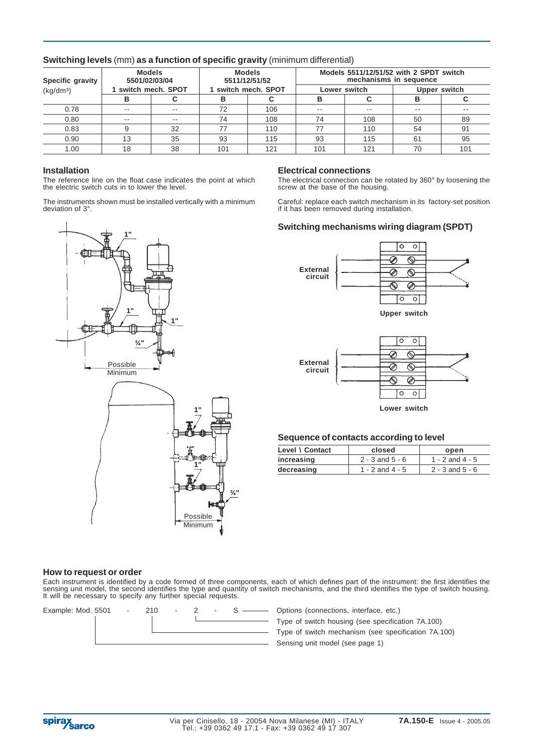## **Switching levels** (mm) **as a function of specific gravity** (minimum differential)

| Specific gravity (kg/dm³) | Models 5501/02/03/04 1 switch mech. SPOT | | Models 5511/12/51/52 1 switch mech. SPOT | | Models 5511/12/51/52 with 2 SPDT switch mechanisms in sequence | | | |
|---|---|---|---|---|---|---|---|---|
| | | | | | Lower switch | | Upper switch | |
| | B | C | B | C | B | C | B | C |
| 0.78 | -- | -- | 72 | 106 | -- | -- | -- | -- |
| 0.80 | -- | -- | 74 | 108 | 74 | 108 | 50 | 89 |
| 0.83 | 9 | 32 | 77 | 110 | 77 | 110 | 54 | 91 |
| 0.90 | 13 | 35 | 93 | 115 | 93 | 115 | 61 | 95 |
| 1.00 | 18 | 38 | 101 | 121 | 101 | 121 | 70 | 101 |

### Installation

The reference line on the float case indicates the point at which the electric switch cuts in to lower the level.

The instruments shown must be installed vertically with a minimum deviation of 3°.

1"

1"

1"

¾"

Possible Minimum

1"

1"

¾"

Possible Minimum

### Electrical connections

The electrical connection can be rotated by 360° by loosening the screw at the base of the housing.

Careful: replace each switch mechanism in its factory-set position if it has been removed during installation.

### Switching mechanisms wiring diagram (SPDT)

External circuit

Upper switch

External circuit

Lower switch

### Sequence of contacts according to level

| Level \ Contact | closed | open |
|---|---|---|
| increasing | 2 - 3 and 5 - 6 | 1 - 2 and 4 - 5 |
| decreasing | 1 - 2 and 4 - 5 | 2 - 3 and 5 - 6 |

### How to request or order

Each instrument is identified by a code formed of three components, each of which defines part of the instrument: the first identifies the sensing unit model, the second identifies the type and quantity of switch mechanisms, and the third identifies the type of switch housing. It will be necessary to specify any further special requests.

Example: Mod. 5501 - 210 - 2 - S

- Options (connections, interface, etc.)
- Type of switch housing (see specification 7A.100)
- Type of switch mechanism (see specification 7A.100)
- Sensing unit model (see page 1)

spirax sarco

Via per Cinisello, 18 - 20054 Nova Milanese (MI) - ITALY
Tel.: +39 0362 49 17.1 - Fax: +39 0362 49 17 307

**7A.150-E** Issue 4 - 2005.05